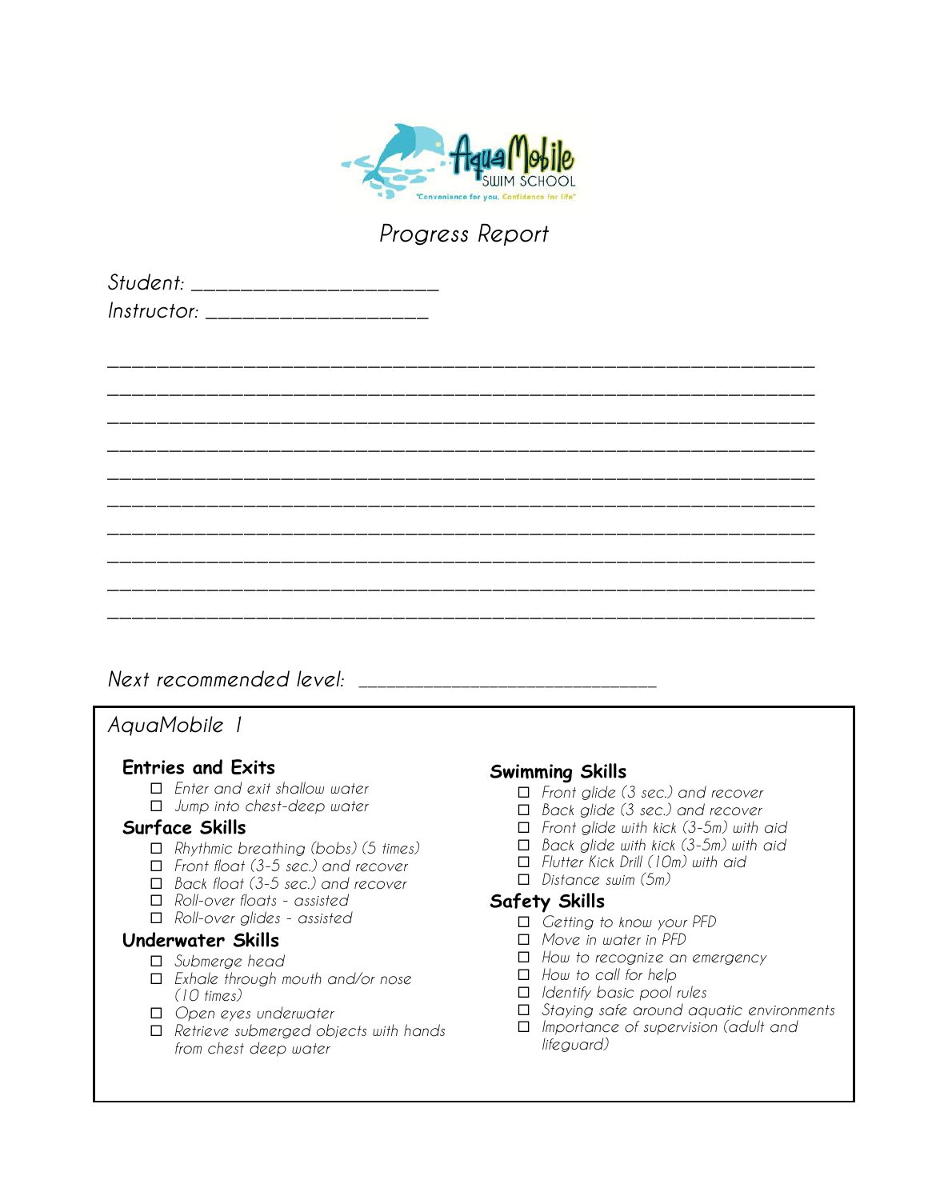AquaMobile SWIM SCHOOL
"Convenience for you, Confidence for life"

# Progress Report

Student: ______________________

Instructor: ____________________

_______________________________________________________________

_______________________________________________________________

_______________________________________________________________

_______________________________________________________________

_______________________________________________________________

_______________________________________________________________

_______________________________________________________________

_______________________________________________________________

_______________________________________________________________

_______________________________________________________________

Next recommended level: ___________________________

## AquaMobile 1

### Entries and Exits

- ☐ Enter and exit shallow water
- ☐ Jump into chest-deep water

### Surface Skills

- ☐ Rhythmic breathing (bobs) (5 times)
- ☐ Front float (3-5 sec.) and recover
- ☐ Back float (3-5 sec.) and recover
- ☐ Roll-over floats - assisted
- ☐ Roll-over glides - assisted

### Underwater Skills

- ☐ Submerge head
- ☐ Exhale through mouth and/or nose (10 times)
- ☐ Open eyes underwater
- ☐ Retrieve submerged objects with hands from chest deep water

### Swimming Skills

- ☐ Front glide (3 sec.) and recover
- ☐ Back glide (3 sec.) and recover
- ☐ Front glide with kick (3-5m) with aid
- ☐ Back glide with kick (3-5m) with aid
- ☐ Flutter Kick Drill (10m) with aid
- ☐ Distance swim (5m)

### Safety Skills

- ☐ Getting to know your PFD
- ☐ Move in water in PFD
- ☐ How to recognize an emergency
- ☐ How to call for help
- ☐ Identify basic pool rules
- ☐ Staying safe around aquatic environments
- ☐ Importance of supervision (adult and lifeguard)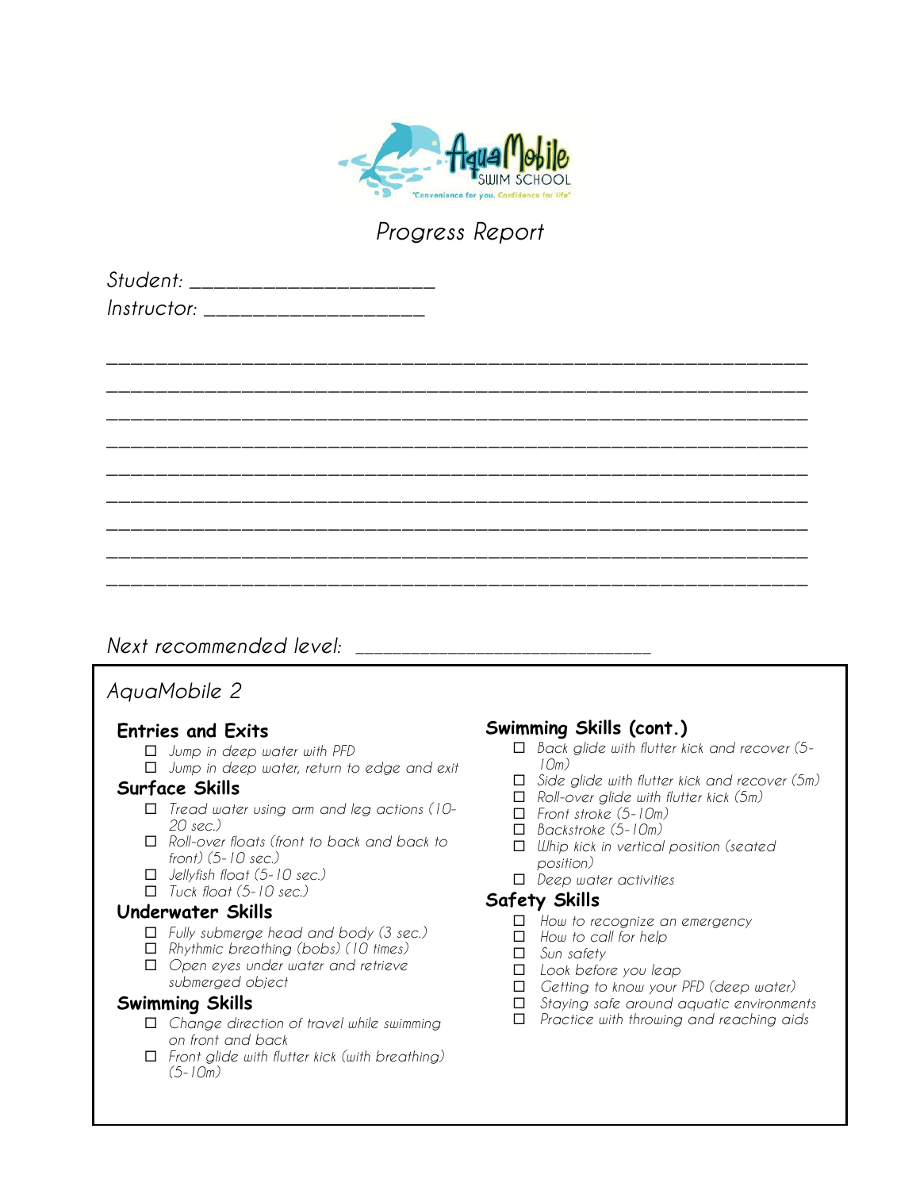AquaMobile SWIM SCHOOL

"Convenience for you, Confidence for life"

# Progress Report

Student: ______________________

Instructor: ____________________

______________________________________________________________

______________________________________________________________

______________________________________________________________

______________________________________________________________

______________________________________________________________

______________________________________________________________

______________________________________________________________

______________________________________________________________

______________________________________________________________

Next recommended level: ___________________________

## AquaMobile 2

### Entries and Exits

- ☐ Jump in deep water with PFD
- ☐ Jump in deep water, return to edge and exit

### Surface Skills

- ☐ Tread water using arm and leg actions (10-20 sec.)
- ☐ Roll-over floats (front to back and back to front) (5-10 sec.)
- ☐ Jellyfish float (5-10 sec.)
- ☐ Tuck float (5-10 sec.)

### Underwater Skills

- ☐ Fully submerge head and body (3 sec.)
- ☐ Rhythmic breathing (bobs) (10 times)
- ☐ Open eyes under water and retrieve submerged object

### Swimming Skills

- ☐ Change direction of travel while swimming on front and back
- ☐ Front glide with flutter kick (with breathing) (5-10m)

### Swimming Skills (cont.)

- ☐ Back glide with flutter kick and recover (5-10m)
- ☐ Side glide with flutter kick and recover (5m)
- ☐ Roll-over glide with flutter kick (5m)
- ☐ Front stroke (5-10m)
- ☐ Backstroke (5-10m)
- ☐ Whip kick in vertical position (seated position)
- ☐ Deep water activities

### Safety Skills

- ☐ How to recognize an emergency
- ☐ How to call for help
- ☐ Sun safety
- ☐ Look before you leap
- ☐ Getting to know your PFD (deep water)
- ☐ Staying safe around aquatic environments
- ☐ Practice with throwing and reaching aids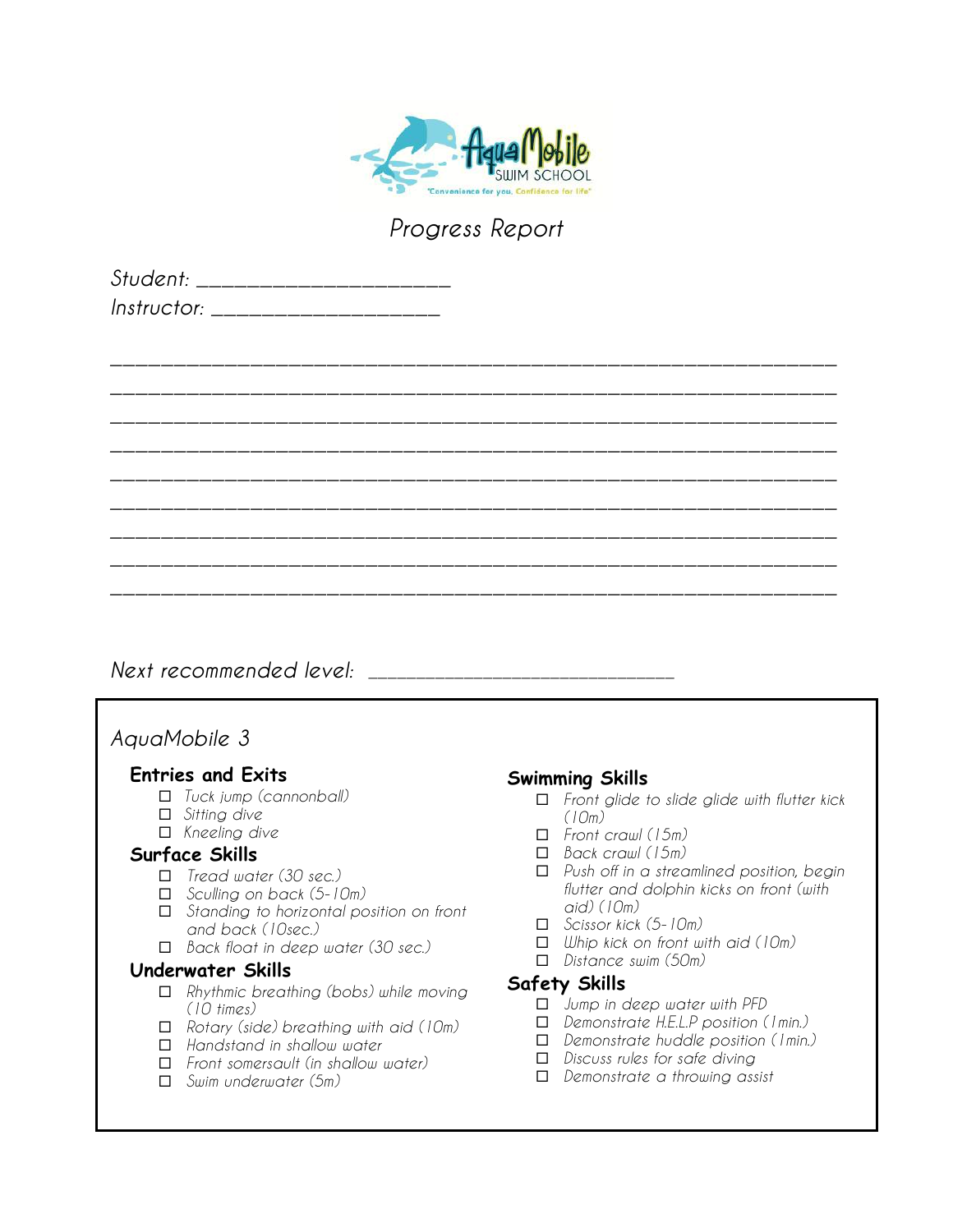AquaMobile SWIM SCHOOL

"Convenience for you, Confidence for life"

# Progress Report

Student: ______________________

Instructor: ____________________

________________________________________________________________

________________________________________________________________

________________________________________________________________

________________________________________________________________

________________________________________________________________

________________________________________________________________

________________________________________________________________

________________________________________________________________

________________________________________________________________

Next recommended level: ___________________________

## AquaMobile 3

### Entries and Exits

- ☐ Tuck jump (cannonball)
- ☐ Sitting dive
- ☐ Kneeling dive

### Surface Skills

- ☐ Tread water (30 sec.)
- ☐ Sculling on back (5-10m)
- ☐ Standing to horizontal position on front and back (10sec.)
- ☐ Back float in deep water (30 sec.)

### Underwater Skills

- ☐ Rhythmic breathing (bobs) while moving (10 times)
- ☐ Rotary (side) breathing with aid (10m)
- ☐ Handstand in shallow water
- ☐ Front somersault (in shallow water)
- ☐ Swim underwater (5m)

### Swimming Skills

- ☐ Front glide to slide glide with flutter kick (10m)
- ☐ Front crawl (15m)
- ☐ Back crawl (15m)
- ☐ Push off in a streamlined position, begin flutter and dolphin kicks on front (with aid) (10m)
- ☐ Scissor kick (5-10m)
- ☐ Whip kick on front with aid (10m)
- ☐ Distance swim (50m)

### Safety Skills

- ☐ Jump in deep water with PFD
- ☐ Demonstrate H.E.L.P position (1min.)
- ☐ Demonstrate huddle position (1min.)
- ☐ Discuss rules for safe diving
- ☐ Demonstrate a throwing assist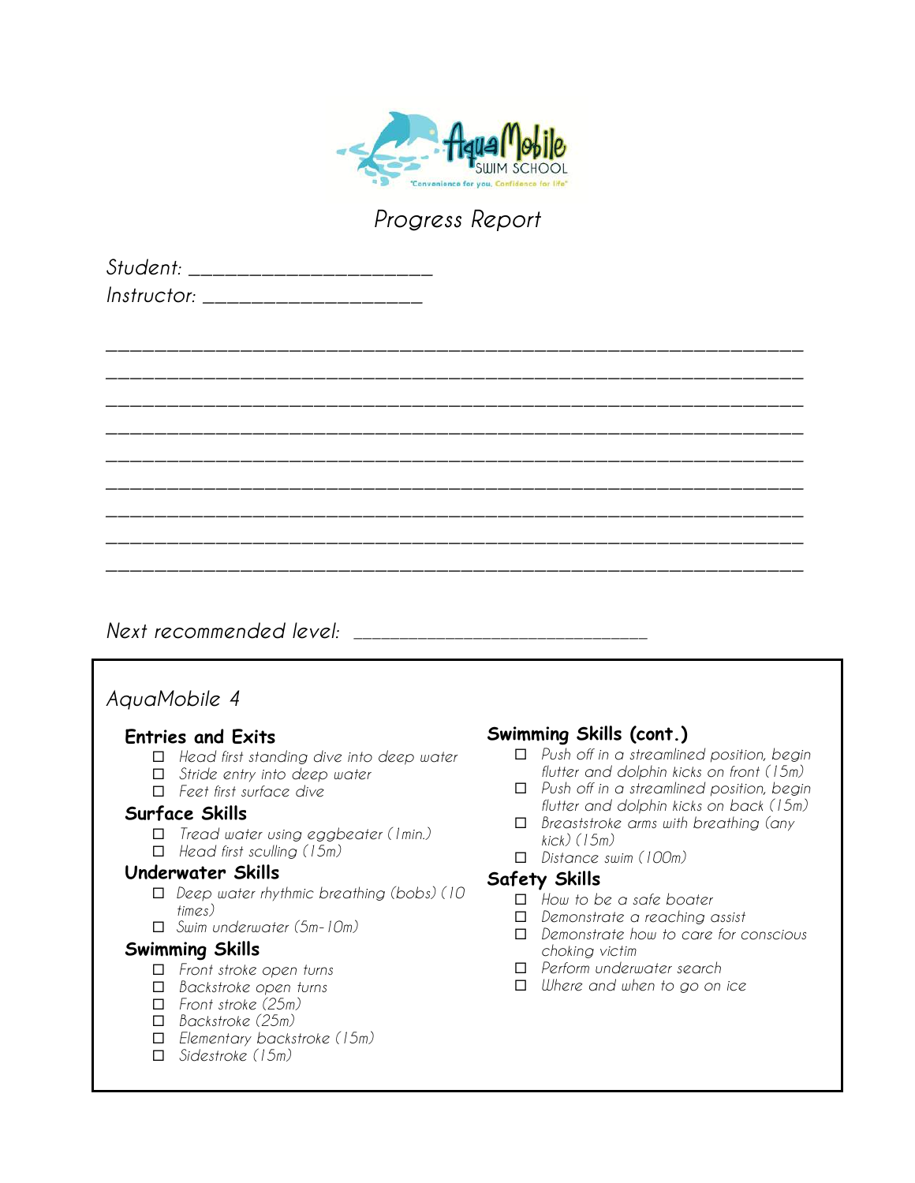AquaMobile SWIM SCHOOL
"Convenience for you. Confidence for life"

# Progress Report

Student: ______________________

Instructor: ____________________

________________________________________________________________

________________________________________________________________

________________________________________________________________

________________________________________________________________

________________________________________________________________

________________________________________________________________

________________________________________________________________

________________________________________________________________

________________________________________________________________

Next recommended level: ___________________________

## AquaMobile 4

### Entries and Exits

- ☐ Head first standing dive into deep water
- ☐ Stride entry into deep water
- ☐ Feet first surface dive

### Surface Skills

- ☐ Tread water using eggbeater (1min.)
- ☐ Head first sculling (15m)

### Underwater Skills

- ☐ Deep water rhythmic breathing (bobs) (10 times)
- ☐ Swim underwater (5m-10m)

### Swimming Skills

- ☐ Front stroke open turns
- ☐ Backstroke open turns
- ☐ Front stroke (25m)
- ☐ Backstroke (25m)
- ☐ Elementary backstroke (15m)
- ☐ Sidestroke (15m)

### Swimming Skills (cont.)

- ☐ Push off in a streamlined position, begin flutter and dolphin kicks on front (15m)
- ☐ Push off in a streamlined position, begin flutter and dolphin kicks on back (15m)
- ☐ Breaststroke arms with breathing (any kick) (15m)
- ☐ Distance swim (100m)

### Safety Skills

- ☐ How to be a safe boater
- ☐ Demonstrate a reaching assist
- ☐ Demonstrate how to care for conscious choking victim
- ☐ Perform underwater search
- ☐ Where and when to go on ice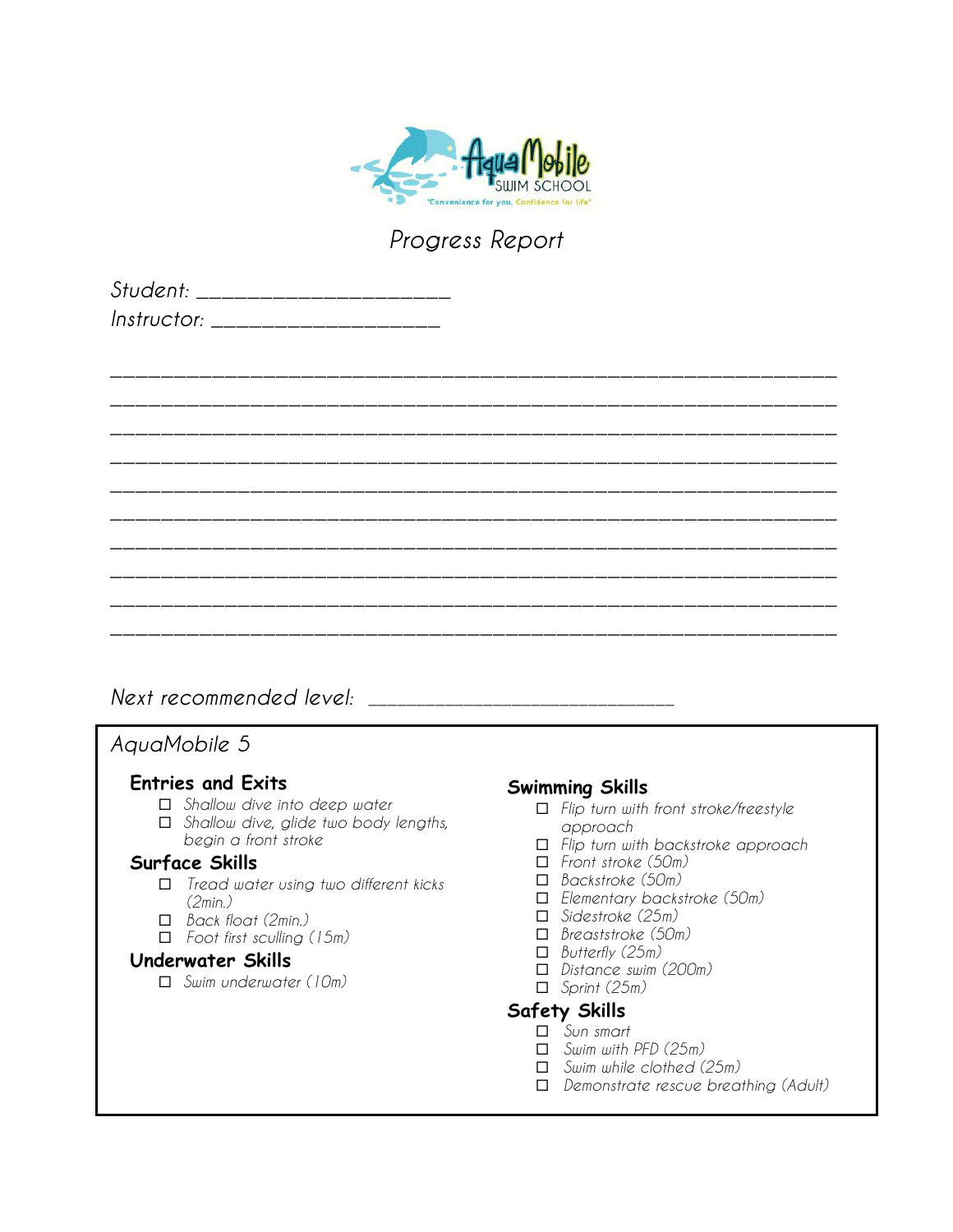AquaMobile SWIM SCHOOL

"Convenience for you, Confidence for life"

# Progress Report

Student: ______________________

Instructor: ____________________

___________________________________________________________________

___________________________________________________________________

___________________________________________________________________

___________________________________________________________________

___________________________________________________________________

___________________________________________________________________

___________________________________________________________________

___________________________________________________________________

___________________________________________________________________

___________________________________________________________________

Next recommended level: ___________________________

## AquaMobile 5

### Entries and Exits

- ☐ Shallow dive into deep water
- ☐ Shallow dive, glide two body lengths, begin a front stroke

### Surface Skills

- ☐ Tread water using two different kicks (2min.)
- ☐ Back float (2min.)
- ☐ Foot first sculling (15m)

### Underwater Skills

- ☐ Swim underwater (10m)

### Swimming Skills

- ☐ Flip turn with front stroke/freestyle approach
- ☐ Flip turn with backstroke approach
- ☐ Front stroke (50m)
- ☐ Backstroke (50m)
- ☐ Elementary backstroke (50m)
- ☐ Sidestroke (25m)
- ☐ Breaststroke (50m)
- ☐ Butterfly (25m)
- ☐ Distance swim (200m)
- ☐ Sprint (25m)

### Safety Skills

- ☐ Sun smart
- ☐ Swim with PFD (25m)
- ☐ Swim while clothed (25m)
- ☐ Demonstrate rescue breathing (Adult)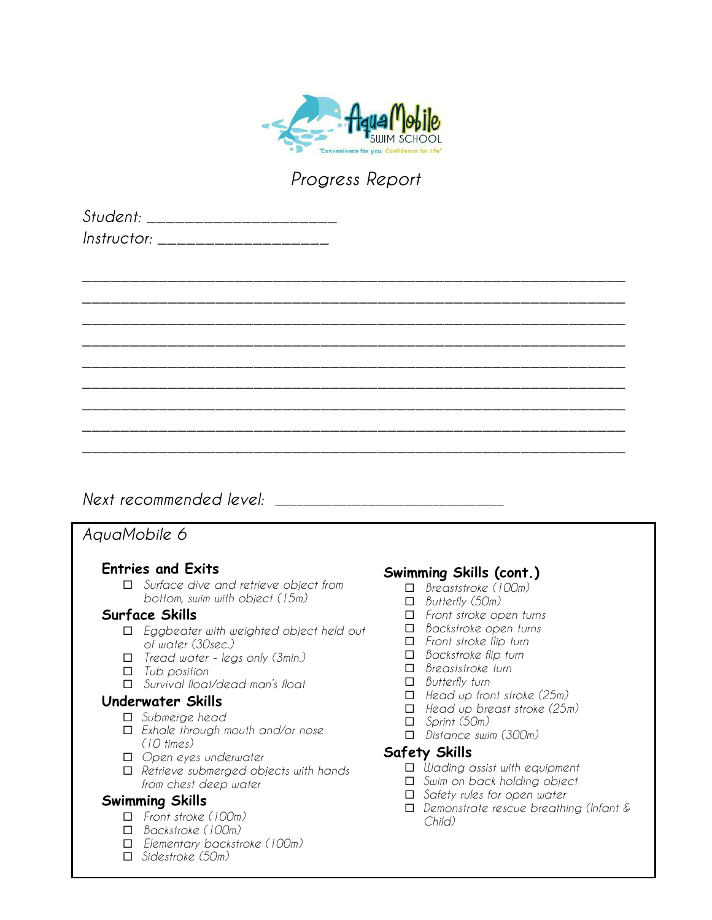AquaMobile SWIM SCHOOL

"Convenience for you, Confidence for life"

# *Progress Report*

*Student:* _______________________

*Instructor:* _____________________

_________________________________________________________________

_________________________________________________________________

_________________________________________________________________

_________________________________________________________________

_________________________________________________________________

_________________________________________________________________

_________________________________________________________________

_________________________________________________________________

_________________________________________________________________

*Next recommended level:* ____________________________

## *AquaMobile 6*

### Entries and Exits

- ☐ *Surface dive and retrieve object from bottom, swim with object (15m)*

### Surface Skills

- ☐ *Eggbeater with weighted object held out of water (30sec.)*
- ☐ *Tread water - legs only (3min.)*
- ☐ *Tub position*
- ☐ *Survival float/dead man's float*

### Underwater Skills

- ☐ *Submerge head*
- ☐ *Exhale through mouth and/or nose (10 times)*
- ☐ *Open eyes underwater*
- ☐ *Retrieve submerged objects with hands from chest deep water*

### Swimming Skills

- ☐ *Front stroke (100m)*
- ☐ *Backstroke (100m)*
- ☐ *Elementary backstroke (100m)*
- ☐ *Sidestroke (50m)*

### Swimming Skills (cont.)

- ☐ *Breaststroke (100m)*
- ☐ *Butterfly (50m)*
- ☐ *Front stroke open turns*
- ☐ *Backstroke open turns*
- ☐ *Front stroke flip turn*
- ☐ *Backstroke flip turn*
- ☐ *Breaststroke turn*
- ☐ *Butterfly turn*
- ☐ *Head up front stroke (25m)*
- ☐ *Head up breast stroke (25m)*
- ☐ *Sprint (50m)*
- ☐ *Distance swim (300m)*

### Safety Skills

- ☐ *Wading assist with equipment*
- ☐ *Swim on back holding object*
- ☐ *Safety rules for open water*
- ☐ *Demonstrate rescue breathing (Infant & Child)*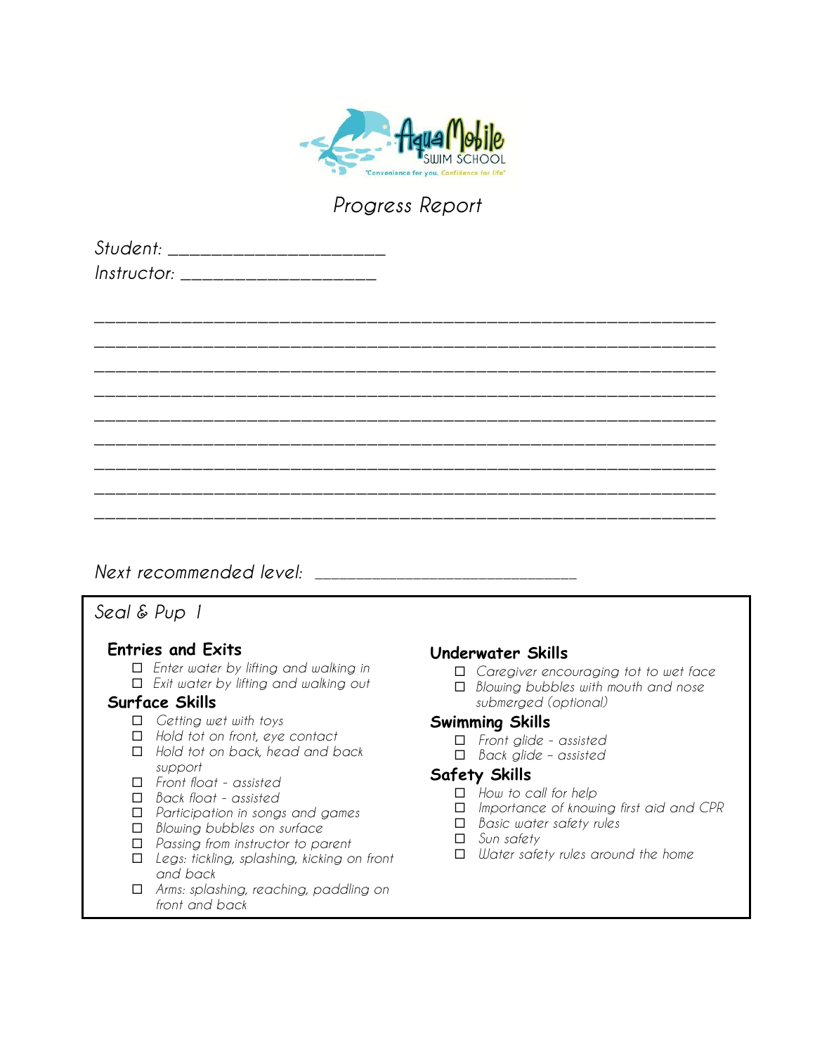Progress Report

Student: ______________________

Instructor: ____________________

_______________________________________________________________

_______________________________________________________________

_______________________________________________________________

_______________________________________________________________

_______________________________________________________________

_______________________________________________________________

_______________________________________________________________

_______________________________________________________________

_______________________________________________________________

Next recommended level: ___________________________

## Seal & Pup 1

### Entries and Exits

- ☐ *Enter water by lifting and walking in*
- ☐ *Exit water by lifting and walking out*

### Surface Skills

- ☐ *Getting wet with toys*
- ☐ *Hold tot on front, eye contact*
- ☐ *Hold tot on back, head and back support*
- ☐ *Front float - assisted*
- ☐ *Back float - assisted*
- ☐ *Participation in songs and games*
- ☐ *Blowing bubbles on surface*
- ☐ *Passing from instructor to parent*
- ☐ *Legs: tickling, splashing, kicking on front and back*
- ☐ *Arms: splashing, reaching, paddling on front and back*

### Underwater Skills

- ☐ *Caregiver encouraging tot to wet face*
- ☐ *Blowing bubbles with mouth and nose submerged (optional)*

### Swimming Skills

- ☐ *Front glide - assisted*
- ☐ *Back glide – assisted*

### Safety Skills

- ☐ *How to call for help*
- ☐ *Importance of knowing first aid and CPR*
- ☐ *Basic water safety rules*
- ☐ *Sun safety*
- ☐ *Water safety rules around the home*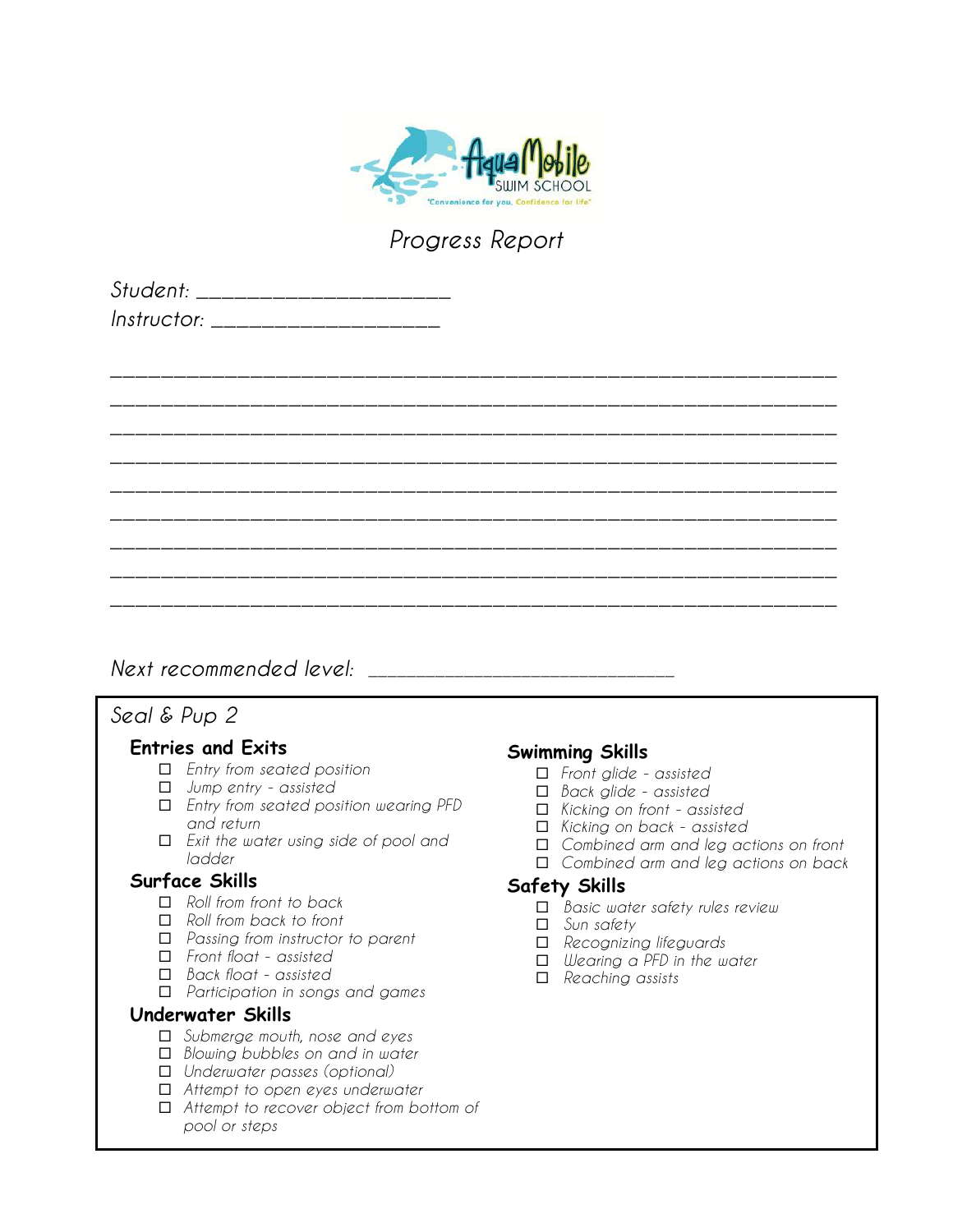AquaMobile SWIM SCHOOL
"Convenience for you, Confidence for life"

*Progress Report*

*Student:* ______________________

*Instructor:* ____________________

________________________________________________________________

________________________________________________________________

________________________________________________________________

________________________________________________________________

________________________________________________________________

________________________________________________________________

________________________________________________________________

________________________________________________________________

________________________________________________________________

*Next recommended level:* ____________________________

## *Seal & Pup 2*

### Entries and Exits

- ☐ *Entry from seated position*
- ☐ *Jump entry - assisted*
- ☐ *Entry from seated position wearing PFD and return*
- ☐ *Exit the water using side of pool and ladder*

### Surface Skills

- ☐ *Roll from front to back*
- ☐ *Roll from back to front*
- ☐ *Passing from instructor to parent*
- ☐ *Front float - assisted*
- ☐ *Back float - assisted*
- ☐ *Participation in songs and games*

### Underwater Skills

- ☐ *Submerge mouth, nose and eyes*
- ☐ *Blowing bubbles on and in water*
- ☐ *Underwater passes (optional)*
- ☐ *Attempt to open eyes underwater*
- ☐ *Attempt to recover object from bottom of pool or steps*

### Swimming Skills

- ☐ *Front glide - assisted*
- ☐ *Back glide - assisted*
- ☐ *Kicking on front - assisted*
- ☐ *Kicking on back - assisted*
- ☐ *Combined arm and leg actions on front*
- ☐ *Combined arm and leg actions on back*

### Safety Skills

- ☐ *Basic water safety rules review*
- ☐ *Sun safety*
- ☐ *Recognizing lifeguards*
- ☐ *Wearing a PFD in the water*
- ☐ *Reaching assists*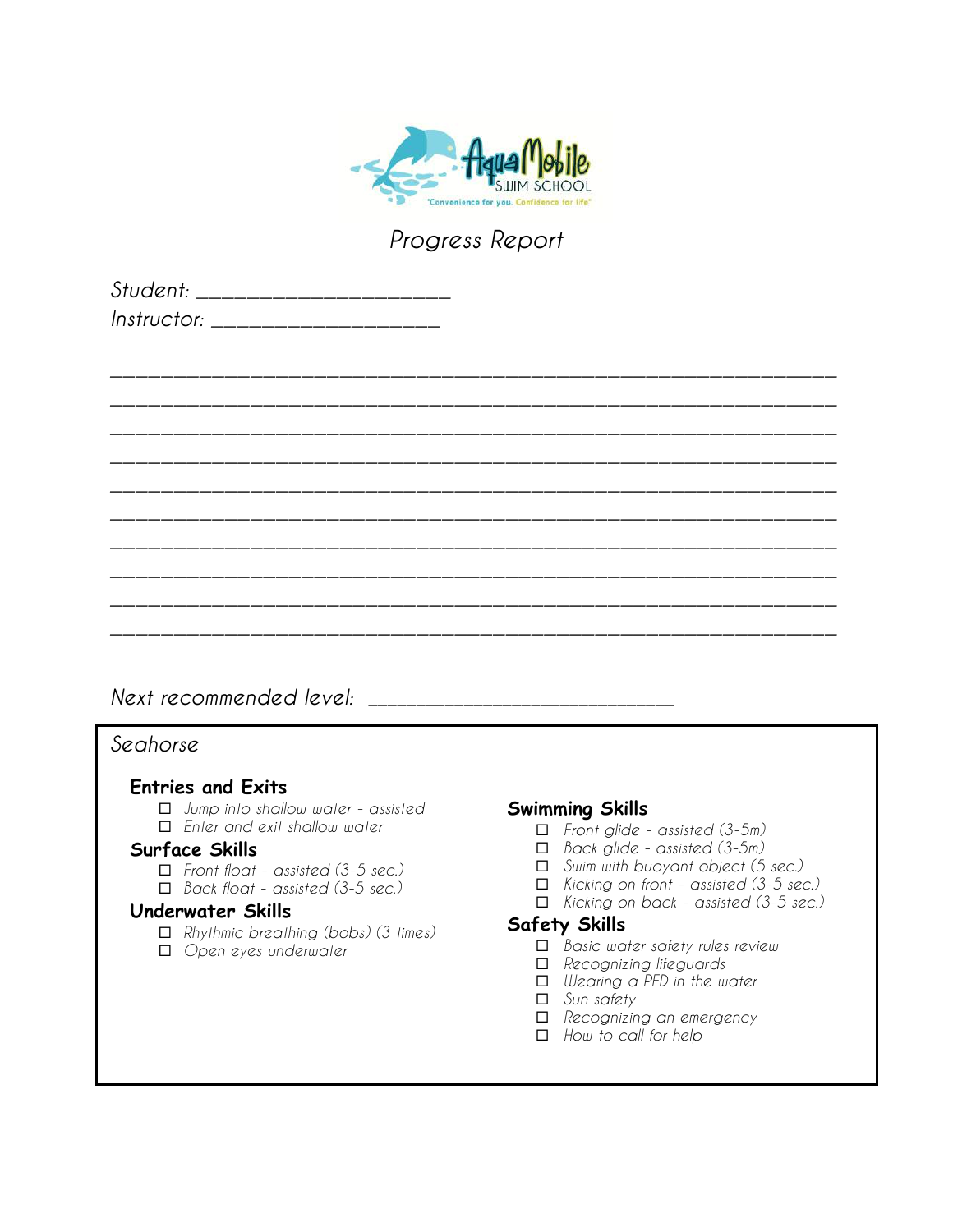AquaMobile SWIM SCHOOL

"Convenience for you, Confidence for life"

# Progress Report

*Student:* ______________________

*Instructor:* ____________________

______________________________________________________________

______________________________________________________________

______________________________________________________________

______________________________________________________________

______________________________________________________________

______________________________________________________________

______________________________________________________________

______________________________________________________________

______________________________________________________________

______________________________________________________________

*Next recommended level:* ___________________________

## Seahorse

### Entries and Exits

- ☐ *Jump into shallow water - assisted*
- ☐ *Enter and exit shallow water*

### Surface Skills

- ☐ *Front float - assisted (3-5 sec.)*
- ☐ *Back float - assisted (3-5 sec.)*

### Underwater Skills

- ☐ *Rhythmic breathing (bobs) (3 times)*
- ☐ *Open eyes underwater*

### Swimming Skills

- ☐ *Front glide - assisted (3-5m)*
- ☐ *Back glide - assisted (3-5m)*
- ☐ *Swim with buoyant object (5 sec.)*
- ☐ *Kicking on front - assisted (3-5 sec.)*
- ☐ *Kicking on back - assisted (3-5 sec.)*

### Safety Skills

- ☐ *Basic water safety rules review*
- ☐ *Recognizing lifeguards*
- ☐ *Wearing a PFD in the water*
- ☐ *Sun safety*
- ☐ *Recognizing an emergency*
- ☐ *How to call for help*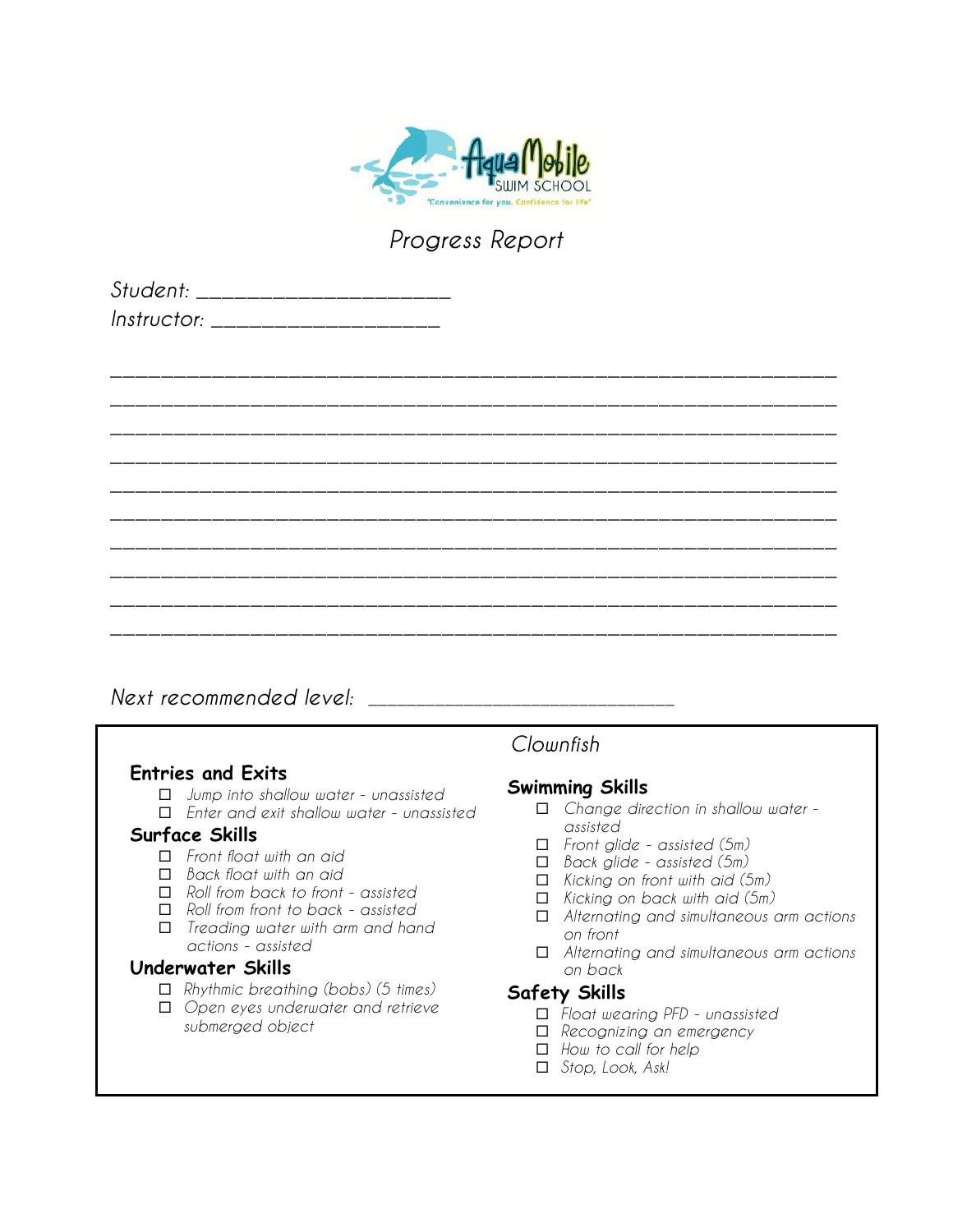# Progress Report

Student: ______________________

Instructor: ____________________

_______________________________________________________________

_______________________________________________________________

_______________________________________________________________

_______________________________________________________________

_______________________________________________________________

_______________________________________________________________

_______________________________________________________________

_______________________________________________________________

_______________________________________________________________

_______________________________________________________________

Next recommended level: ____________________________

## Clownfish

### Entries and Exits

- ☐ Jump into shallow water - unassisted
- ☐ Enter and exit shallow water - unassisted

### Surface Skills

- ☐ Front float with an aid
- ☐ Back float with an aid
- ☐ Roll from back to front - assisted
- ☐ Roll from front to back - assisted
- ☐ Treading water with arm and hand actions - assisted

### Underwater Skills

- ☐ Rhythmic breathing (bobs) (5 times)
- ☐ Open eyes underwater and retrieve submerged object

### Swimming Skills

- ☐ Change direction in shallow water - assisted
- ☐ Front glide - assisted (5m)
- ☐ Back glide - assisted (5m)
- ☐ Kicking on front with aid (5m)
- ☐ Kicking on back with aid (5m)
- ☐ Alternating and simultaneous arm actions on front
- ☐ Alternating and simultaneous arm actions on back

### Safety Skills

- ☐ Float wearing PFD - unassisted
- ☐ Recognizing an emergency
- ☐ How to call for help
- ☐ Stop, Look, Ask!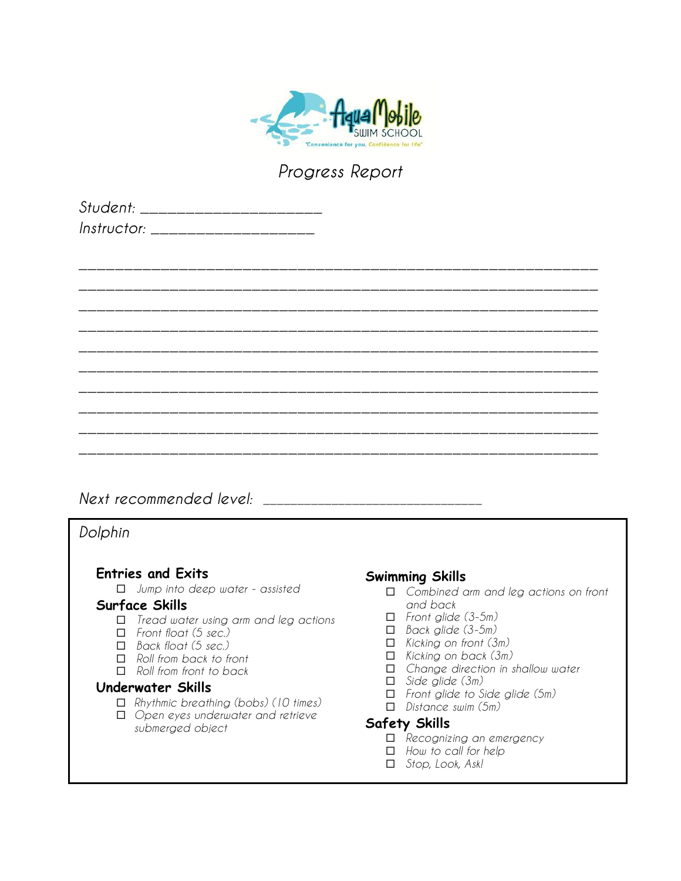AquaMobile SWIM SCHOOL

"Convenience for you, Confidence for life"

# Progress Report

Student: ______________________

Instructor: ____________________

________________________________________________________________

________________________________________________________________

________________________________________________________________

________________________________________________________________

________________________________________________________________

________________________________________________________________

________________________________________________________________

________________________________________________________________

________________________________________________________________

________________________________________________________________

Next recommended level: ___________________________

## Dolphin

### Entries and Exits

- ☐ Jump into deep water - assisted

### Surface Skills

- ☐ Tread water using arm and leg actions
- ☐ Front float (5 sec.)
- ☐ Back float (5 sec.)
- ☐ Roll from back to front
- ☐ Roll from front to back

### Underwater Skills

- ☐ Rhythmic breathing (bobs) (10 times)
- ☐ Open eyes underwater and retrieve submerged object

### Swimming Skills

- ☐ Combined arm and leg actions on front and back
- ☐ Front glide (3-5m)
- ☐ Back glide (3-5m)
- ☐ Kicking on front (3m)
- ☐ Kicking on back (3m)
- ☐ Change direction in shallow water
- ☐ Side glide (3m)
- ☐ Front glide to Side glide (5m)
- ☐ Distance swim (5m)

### Safety Skills

- ☐ Recognizing an emergency
- ☐ How to call for help
- ☐ Stop, Look, Ask!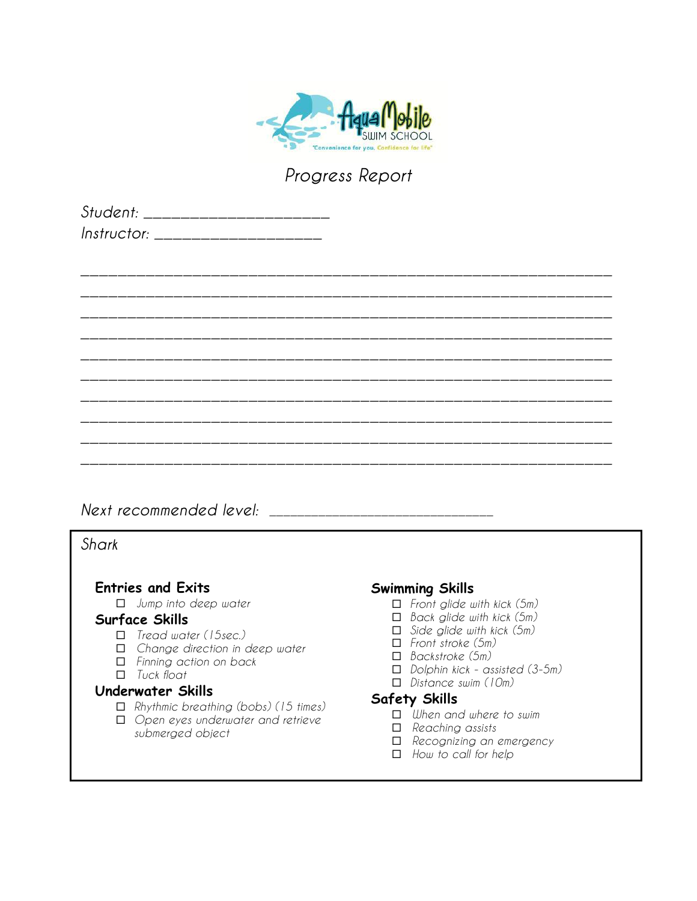AquaMobile SWIM SCHOOL

"Convenience for you, Confidence for life"

# *Progress Report*

*Student:* ______________________

*Instructor:* ____________________

_____________________________________________________________

_____________________________________________________________

_____________________________________________________________

_____________________________________________________________

_____________________________________________________________

_____________________________________________________________

_____________________________________________________________

_____________________________________________________________

_____________________________________________________________

_____________________________________________________________

*Next recommended level:* ___________________________

## *Shark*

### Entries and Exits

- ☐ *Jump into deep water*

### Surface Skills

- ☐ *Tread water (15sec.)*
- ☐ *Change direction in deep water*
- ☐ *Finning action on back*
- ☐ *Tuck float*

### Underwater Skills

- ☐ *Rhythmic breathing (bobs) (15 times)*
- ☐ *Open eyes underwater and retrieve submerged object*

### Swimming Skills

- ☐ *Front glide with kick (5m)*
- ☐ *Back glide with kick (5m)*
- ☐ *Side glide with kick (5m)*
- ☐ *Front stroke (5m)*
- ☐ *Backstroke (5m)*
- ☐ *Dolphin kick - assisted (3-5m)*
- ☐ *Distance swim (10m)*

### Safety Skills

- ☐ *When and where to swim*
- ☐ *Reaching assists*
- ☐ *Recognizing an emergency*
- ☐ *How to call for help*